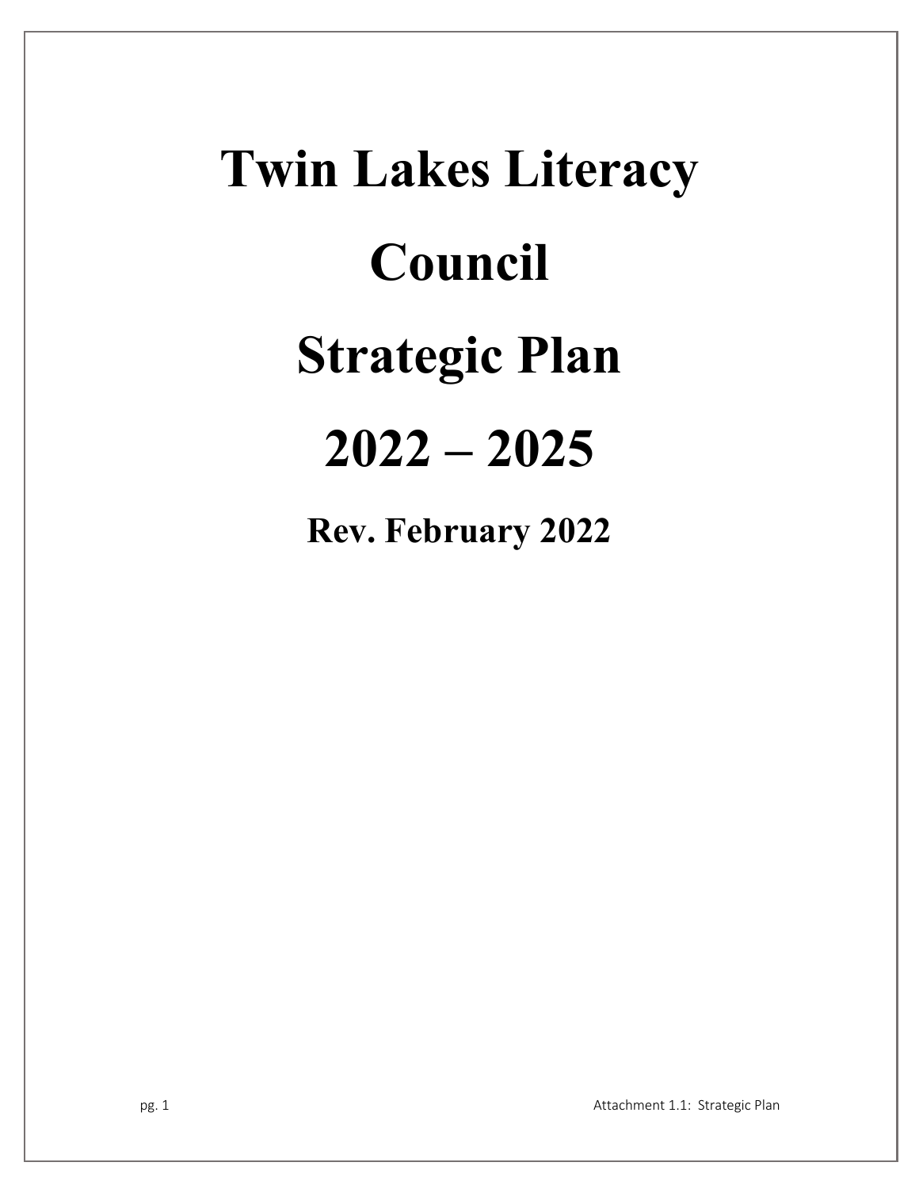# Twin Lakes Literacy Council

# Strategic Plan

# 2022 – 2025

## Rev. February 2022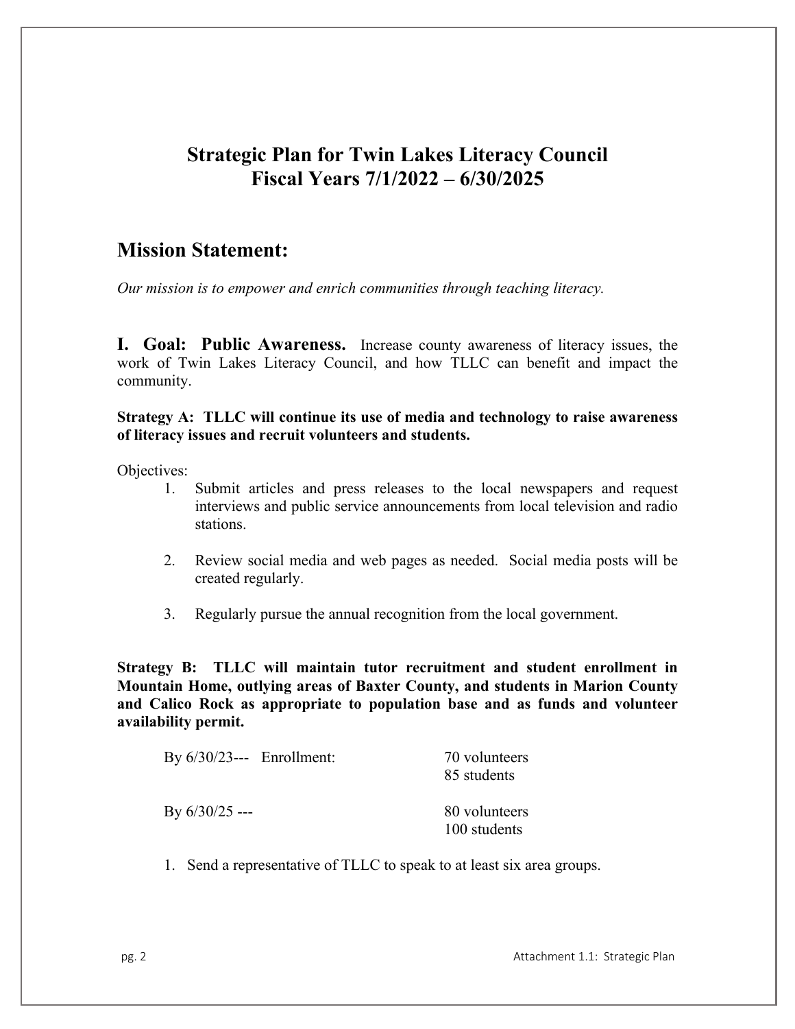# Strategic Plan for Twin Lakes Literacy Council
# Fiscal Years 7/1/2022 – 6/30/2025

## Mission Statement:

*Our mission is to empower and enrich communities through teaching literacy.*

**I. Goal: Public Awareness.** Increase county awareness of literacy issues, the work of Twin Lakes Literacy Council, and how TLLC can benefit and impact the community.

**Strategy A: TLLC will continue its use of media and technology to raise awareness of literacy issues and recruit volunteers and students.**

Objectives:

1. Submit articles and press releases to the local newspapers and request interviews and public service announcements from local television and radio stations.

2. Review social media and web pages as needed. Social media posts will be created regularly.

3. Regularly pursue the annual recognition from the local government.

**Strategy B: TLLC will maintain tutor recruitment and student enrollment in Mountain Home, outlying areas of Baxter County, and students in Marion County and Calico Rock as appropriate to population base and as funds and volunteer availability permit.**

| | |
|---|---|
| By 6/30/23--- Enrollment: | 70 volunteers<br>85 students |
| By 6/30/25 --- | 80 volunteers<br>100 students |

1. Send a representative of TLLC to speak to at least six area groups.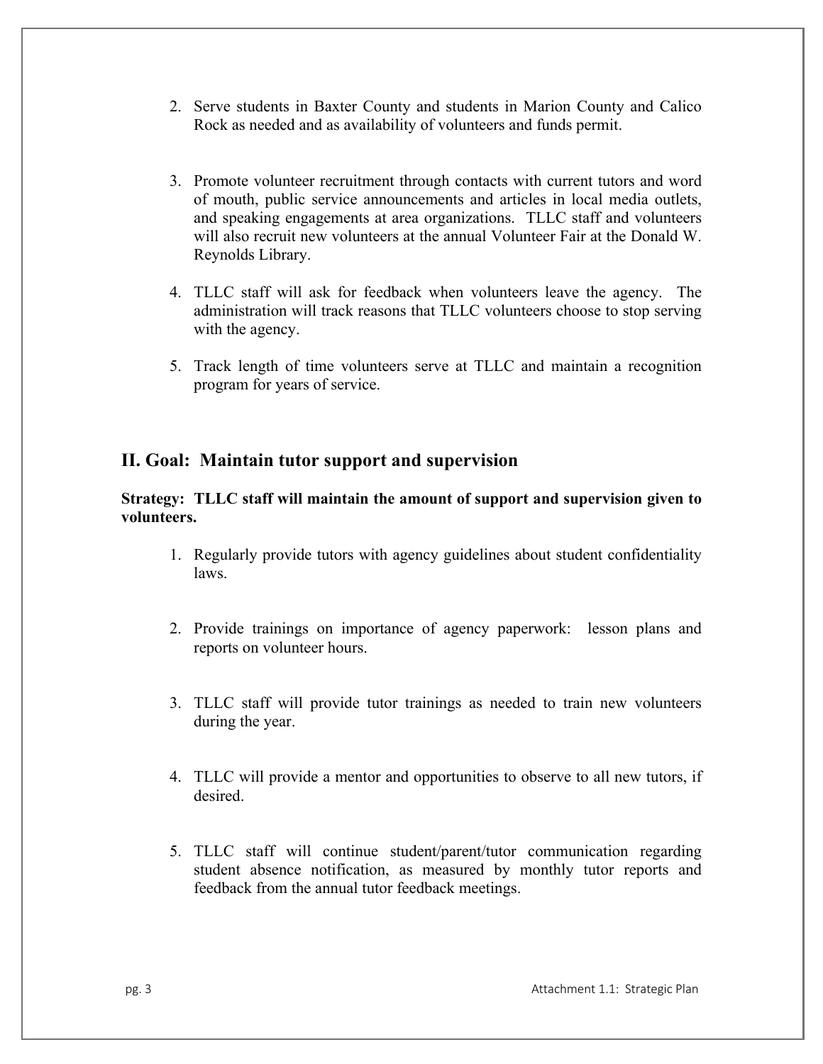2. Serve students in Baxter County and students in Marion County and Calico Rock as needed and as availability of volunteers and funds permit.

3. Promote volunteer recruitment through contacts with current tutors and word of mouth, public service announcements and articles in local media outlets, and speaking engagements at area organizations. TLLC staff and volunteers will also recruit new volunteers at the annual Volunteer Fair at the Donald W. Reynolds Library.

4. TLLC staff will ask for feedback when volunteers leave the agency. The administration will track reasons that TLLC volunteers choose to stop serving with the agency.

5. Track length of time volunteers serve at TLLC and maintain a recognition program for years of service.

## II. Goal: Maintain tutor support and supervision

**Strategy: TLLC staff will maintain the amount of support and supervision given to volunteers.**

1. Regularly provide tutors with agency guidelines about student confidentiality laws.

2. Provide trainings on importance of agency paperwork: lesson plans and reports on volunteer hours.

3. TLLC staff will provide tutor trainings as needed to train new volunteers during the year.

4. TLLC will provide a mentor and opportunities to observe to all new tutors, if desired.

5. TLLC staff will continue student/parent/tutor communication regarding student absence notification, as measured by monthly tutor reports and feedback from the annual tutor feedback meetings.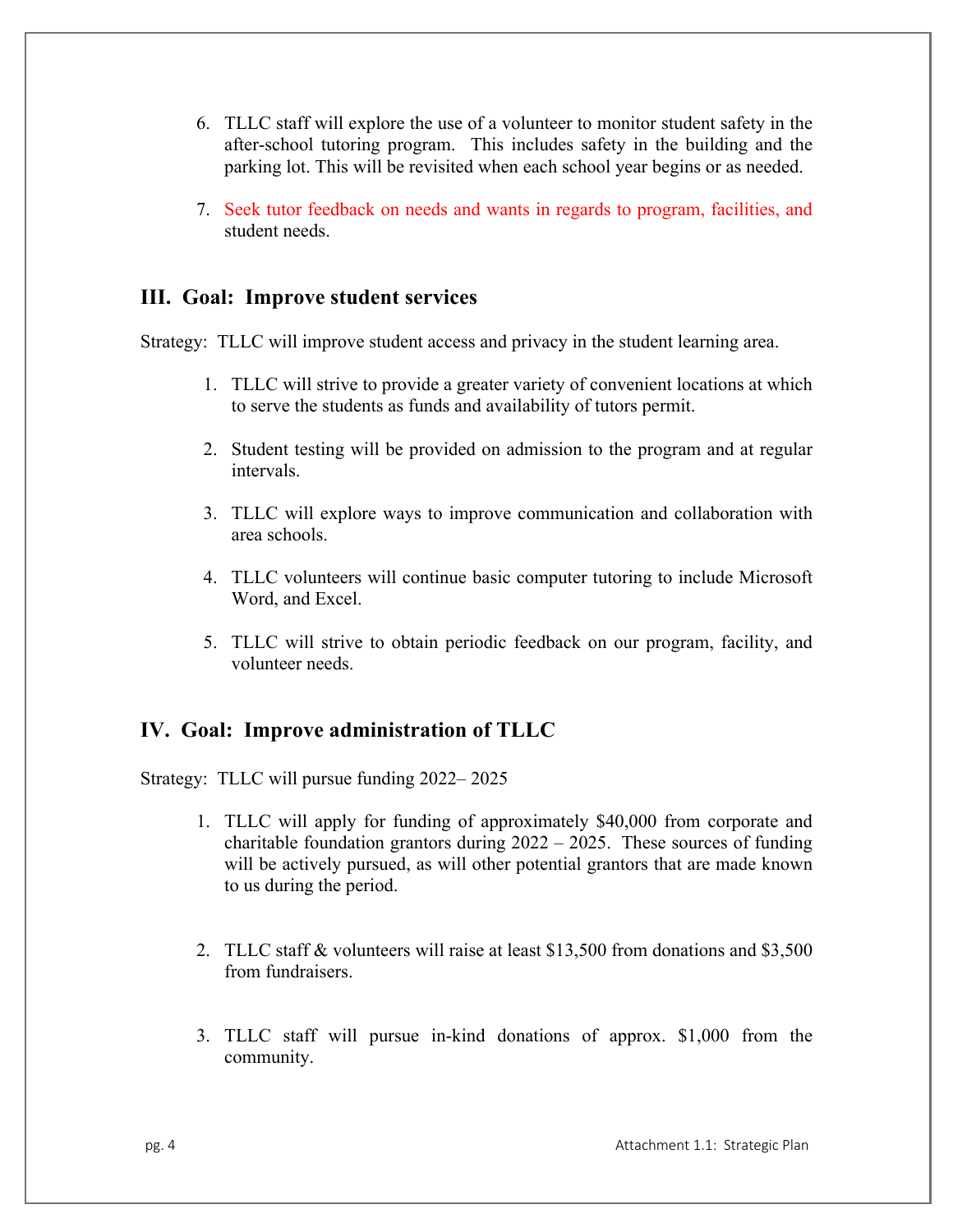6. TLLC staff will explore the use of a volunteer to monitor student safety in the after-school tutoring program. This includes safety in the building and the parking lot. This will be revisited when each school year begins or as needed.

7. Seek tutor feedback on needs and wants in regards to program, facilities, and student needs.

## III. Goal: Improve student services

Strategy: TLLC will improve student access and privacy in the student learning area.

1. TLLC will strive to provide a greater variety of convenient locations at which to serve the students as funds and availability of tutors permit.

2. Student testing will be provided on admission to the program and at regular intervals.

3. TLLC will explore ways to improve communication and collaboration with area schools.

4. TLLC volunteers will continue basic computer tutoring to include Microsoft Word, and Excel.

5. TLLC will strive to obtain periodic feedback on our program, facility, and volunteer needs.

## IV. Goal: Improve administration of TLLC

Strategy: TLLC will pursue funding 2022– 2025

1. TLLC will apply for funding of approximately $40,000 from corporate and charitable foundation grantors during 2022 – 2025. These sources of funding will be actively pursued, as will other potential grantors that are made known to us during the period.

2. TLLC staff & volunteers will raise at least $13,500 from donations and $3,500 from fundraisers.

3. TLLC staff will pursue in-kind donations of approx. $1,000 from the community.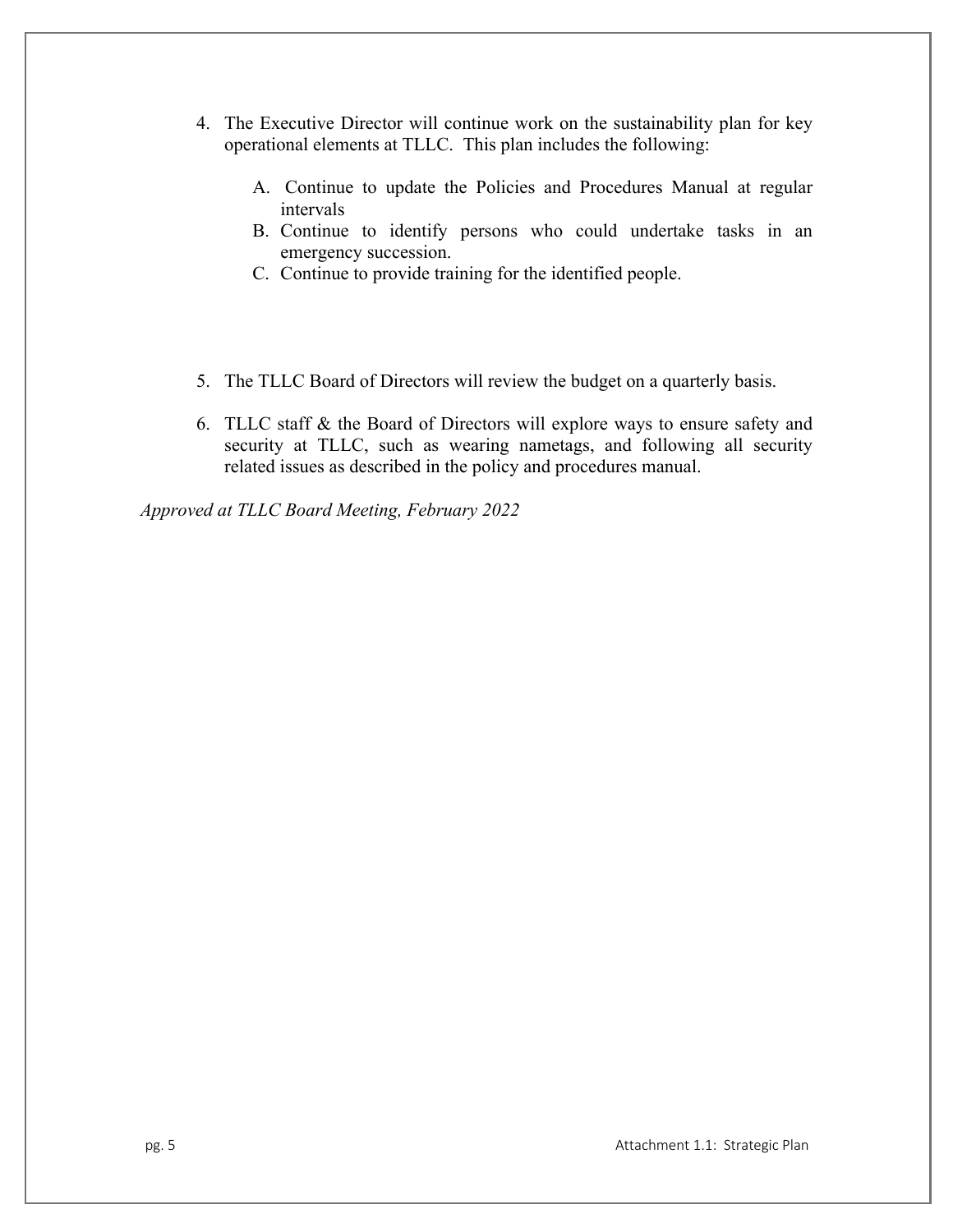4. The Executive Director will continue work on the sustainability plan for key operational elements at TLLC. This plan includes the following:

   A. Continue to update the Policies and Procedures Manual at regular intervals
   B. Continue to identify persons who could undertake tasks in an emergency succession.
   C. Continue to provide training for the identified people.

5. The TLLC Board of Directors will review the budget on a quarterly basis.

6. TLLC staff & the Board of Directors will explore ways to ensure safety and security at TLLC, such as wearing nametags, and following all security related issues as described in the policy and procedures manual.

*Approved at TLLC Board Meeting, February 2022*